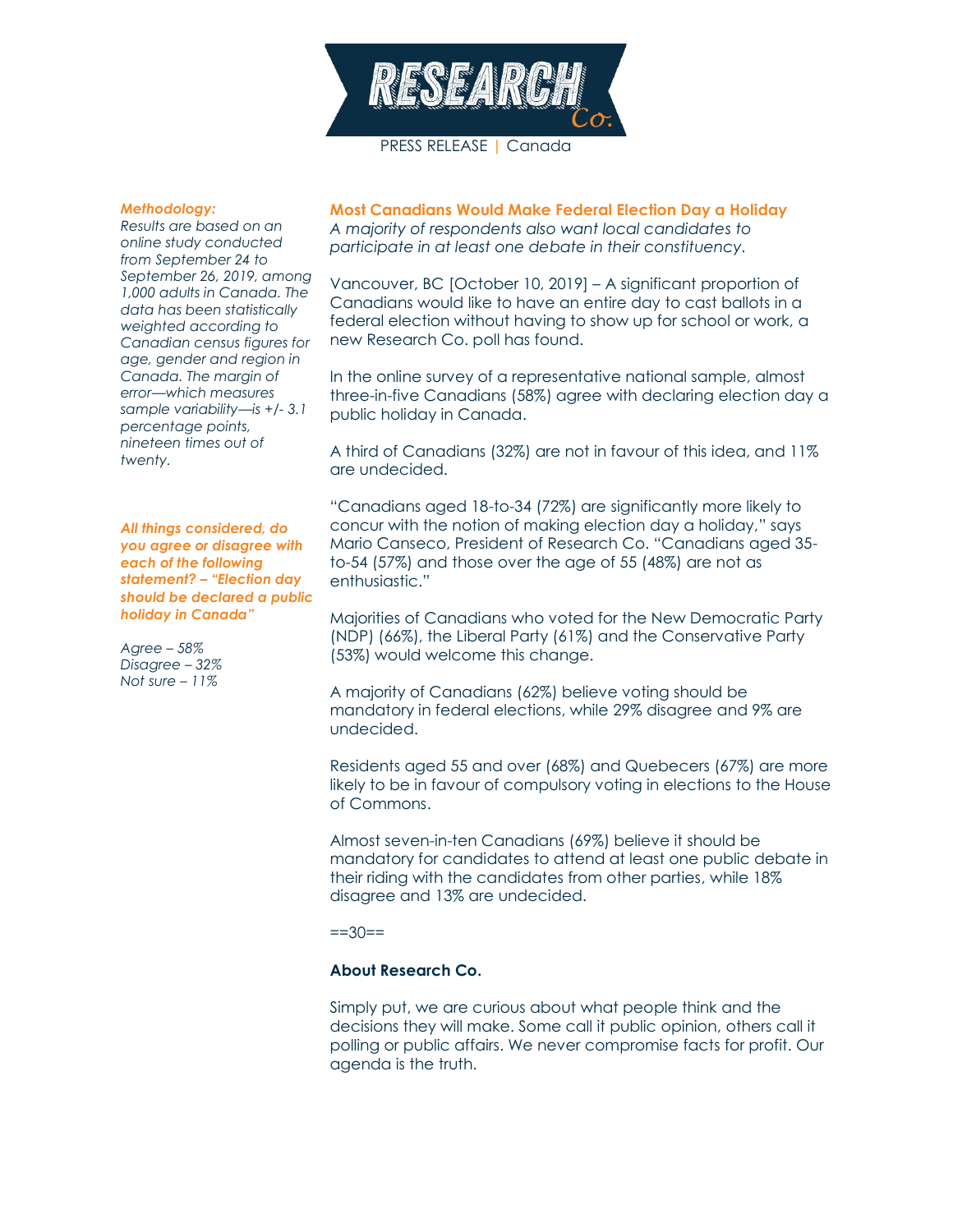PRESS RELEASE | Canada

## Most Canadians Would Make Federal Election Day a Holiday

*A majority of respondents also want local candidates to participate in at least one debate in their constituency.*

Vancouver, BC [October 10, 2019] – A significant proportion of Canadians would like to have an entire day to cast ballots in a federal election without having to show up for school or work, a new Research Co. poll has found.

In the online survey of a representative national sample, almost three-in-five Canadians (58%) agree with declaring election day a public holiday in Canada.

A third of Canadians (32%) are not in favour of this idea, and 11% are undecided.

"Canadians aged 18-to-34 (72%) are significantly more likely to concur with the notion of making election day a holiday," says Mario Canseco, President of Research Co. "Canadians aged 35-to-54 (57%) and those over the age of 55 (48%) are not as enthusiastic."

Majorities of Canadians who voted for the New Democratic Party (NDP) (66%), the Liberal Party (61%) and the Conservative Party (53%) would welcome this change.

A majority of Canadians (62%) believe voting should be mandatory in federal elections, while 29% disagree and 9% are undecided.

Residents aged 55 and over (68%) and Quebecers (67%) are more likely to be in favour of compulsory voting in elections to the House of Commons.

Almost seven-in-ten Canadians (69%) believe it should be mandatory for candidates to attend at least one public debate in their riding with the candidates from other parties, while 18% disagree and 13% are undecided.

==30==

### About Research Co.

Simply put, we are curious about what people think and the decisions they will make. Some call it public opinion, others call it polling or public affairs. We never compromise facts for profit. Our agenda is the truth.

***Methodology:***

*Results are based on an online study conducted from September 24 to September 26, 2019, among 1,000 adults in Canada. The data has been statistically weighted according to Canadian census figures for age, gender and region in Canada. The margin of error—which measures sample variability—is +/- 3.1 percentage points, nineteen times out of twenty.*

***All things considered, do you agree or disagree with each of the following statement? – "Election day should be declared a public holiday in Canada"***

*Agree – 58%*
*Disagree – 32%*
*Not sure – 11%*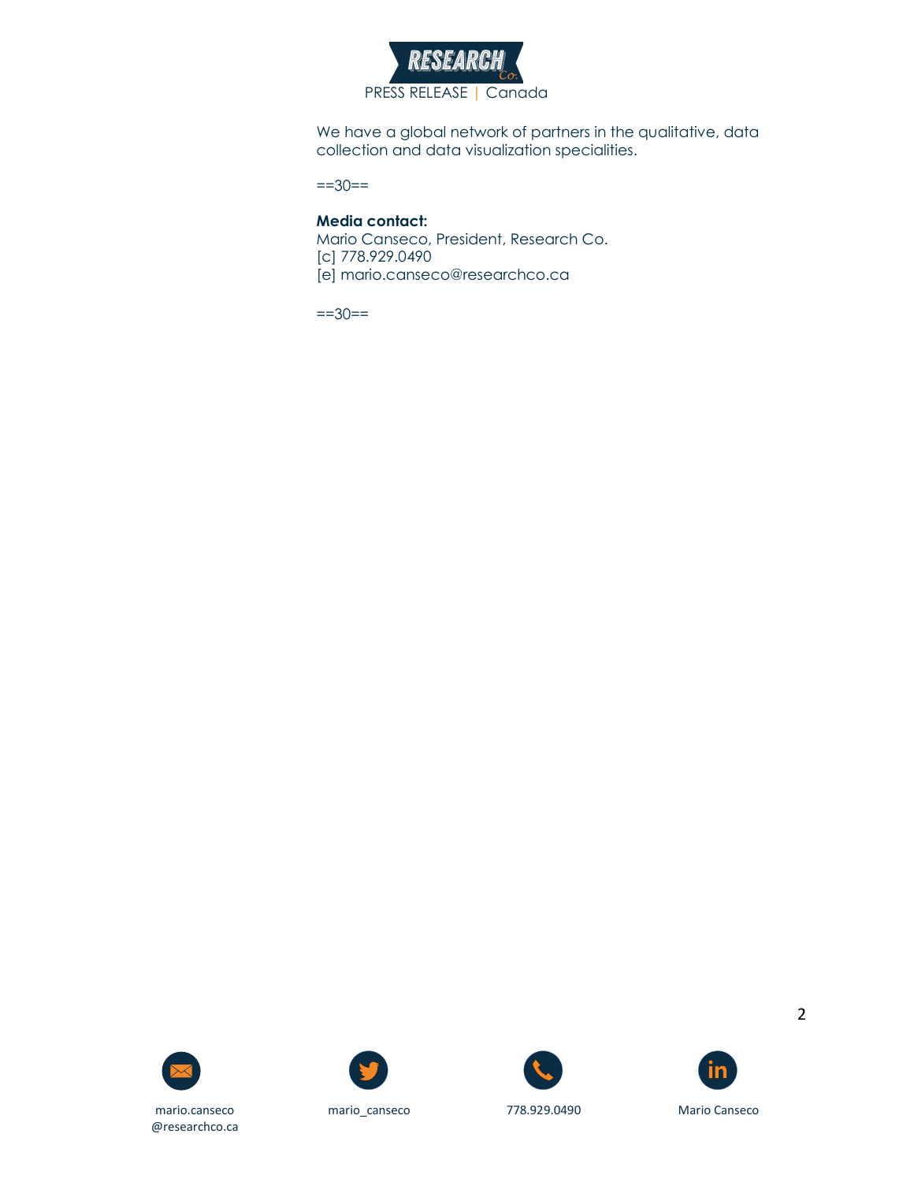We have a global network of partners in the qualitative, data collection and data visualization specialities.

==30==

**Media contact:**
Mario Canseco, President, Research Co.
[c] 778.929.0490
[e] mario.canseco@researchco.ca

==30==